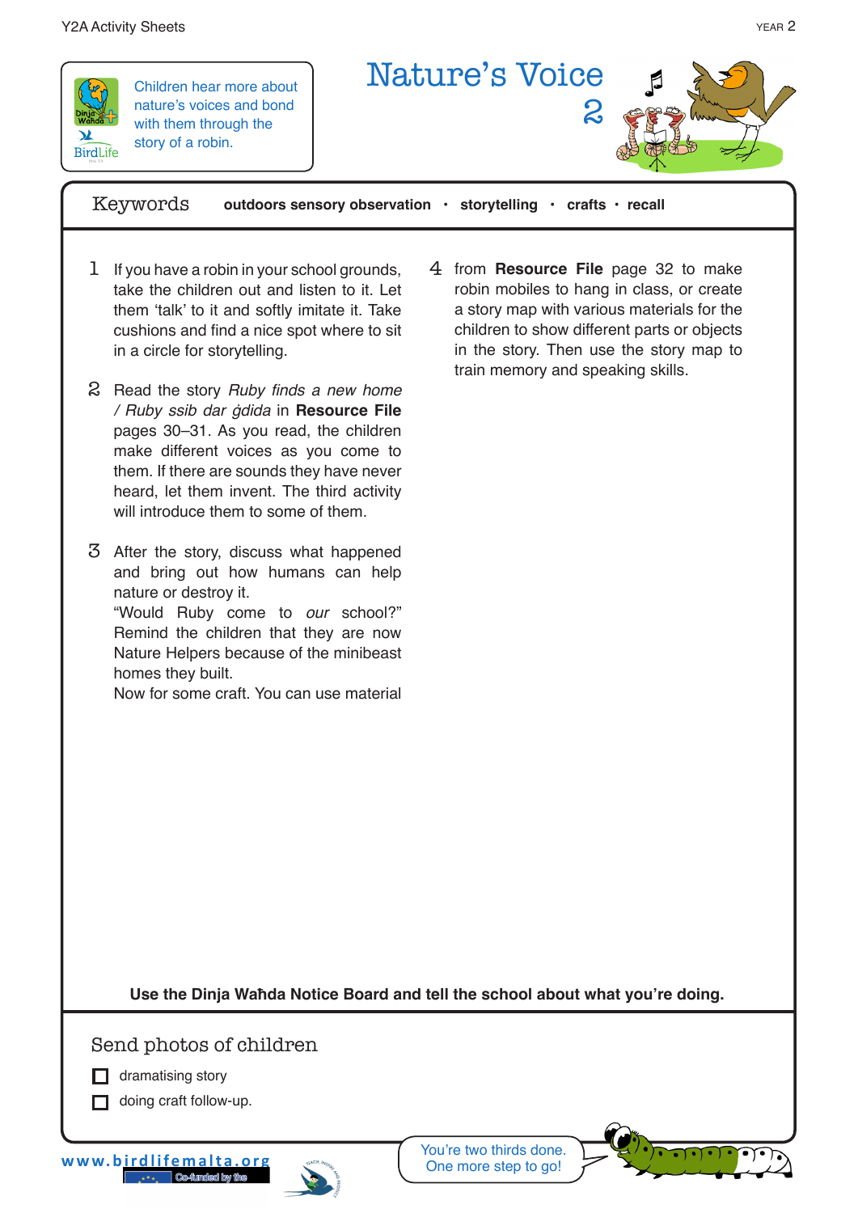Children hear more about nature's voices and bond with them through the story of a robin.

# Nature's Voice 2

**Keywords** **outdoors sensory observation** • **storytelling** • **crafts** • **recall**

1. If you have a robin in your school grounds, take the children out and listen to it. Let them 'talk' to it and softly imitate it. Take cushions and find a nice spot where to sit in a circle for storytelling.

2. Read the story *Ruby finds a new home / Ruby ssib dar ġdida* in **Resource File** pages 30–31. As you read, the children make different voices as you come to them. If there are sounds they have never heard, let them invent. The third activity will introduce them to some of them.

3. After the story, discuss what happened and bring out how humans can help nature or destroy it.
"Would Ruby come to *our* school?"
Remind the children that they are now Nature Helpers because of the minibeast homes they built.
Now for some craft. You can use material

4. from **Resource File** page 32 to make robin mobiles to hang in class, or create a story map with various materials for the children to show different parts or objects in the story. Then use the story map to train memory and speaking skills.

**Use the Dinja Waħda Notice Board and tell the school about what you're doing.**

## Send photos of children

- ☐ dramatising story
- ☐ doing craft follow-up.

You're two thirds done. One more step to go!

www.birdlifemalta.org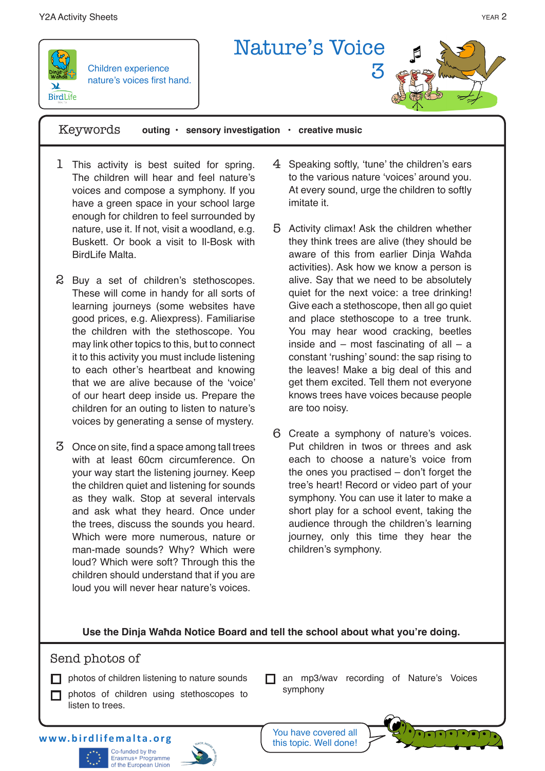Y2A Activity Sheets

YEAR 2

Children experience nature's voices first hand.

# Nature's Voice 3

**Keywords** outing • sensory investigation • creative music

1. This activity is best suited for spring. The children will hear and feel nature's voices and compose a symphony. If you have a green space in your school large enough for children to feel surrounded by nature, use it. If not, visit a woodland, e.g. Buskett. Or book a visit to Il-Bosk with BirdLife Malta.

2. Buy a set of children's stethoscopes. These will come in handy for all sorts of learning journeys (some websites have good prices, e.g. Aliexpress). Familiarise the children with the stethoscope. You may link other topics to this, but to connect it to this activity you must include listening to each other's heartbeat and knowing that we are alive because of the 'voice' of our heart deep inside us. Prepare the children for an outing to listen to nature's voices by generating a sense of mystery.

3. Once on site, find a space among tall trees with at least 60cm circumference. On your way start the listening journey. Keep the children quiet and listening for sounds as they walk. Stop at several intervals and ask what they heard. Once under the trees, discuss the sounds you heard. Which were more numerous, nature or man-made sounds? Why? Which were loud? Which were soft? Through this the children should understand that if you are loud you will never hear nature's voices.

4. Speaking softly, 'tune' the children's ears to the various nature 'voices' around you. At every sound, urge the children to softly imitate it.

5. Activity climax! Ask the children whether they think trees are alive (they should be aware of this from earlier Dinja Waħda activities). Ask how we know a person is alive. Say that we need to be absolutely quiet for the next voice: a tree drinking! Give each a stethoscope, then all go quiet and place stethoscope to a tree trunk. You may hear wood cracking, beetles inside and – most fascinating of all – a constant 'rushing' sound: the sap rising to the leaves! Make a big deal of this and get them excited. Tell them not everyone knows trees have voices because people are too noisy.

6. Create a symphony of nature's voices. Put children in twos or threes and ask each to choose a nature's voice from the ones you practised – don't forget the tree's heart! Record or video part of your symphony. You can use it later to make a short play for a school event, taking the audience through the children's learning journey, only this time they hear the children's symphony.

**Use the Dinja Waħda Notice Board and tell the school about what you're doing.**

## Send photos of

- ☐ photos of children listening to nature sounds
- ☐ photos of children using stethoscopes to listen to trees.
- ☐ an mp3/wav recording of Nature's Voices symphony

You have covered all this topic. Well done!

www.birdlifemalta.org

Co-funded by the Erasmus+ Programme of the European Union